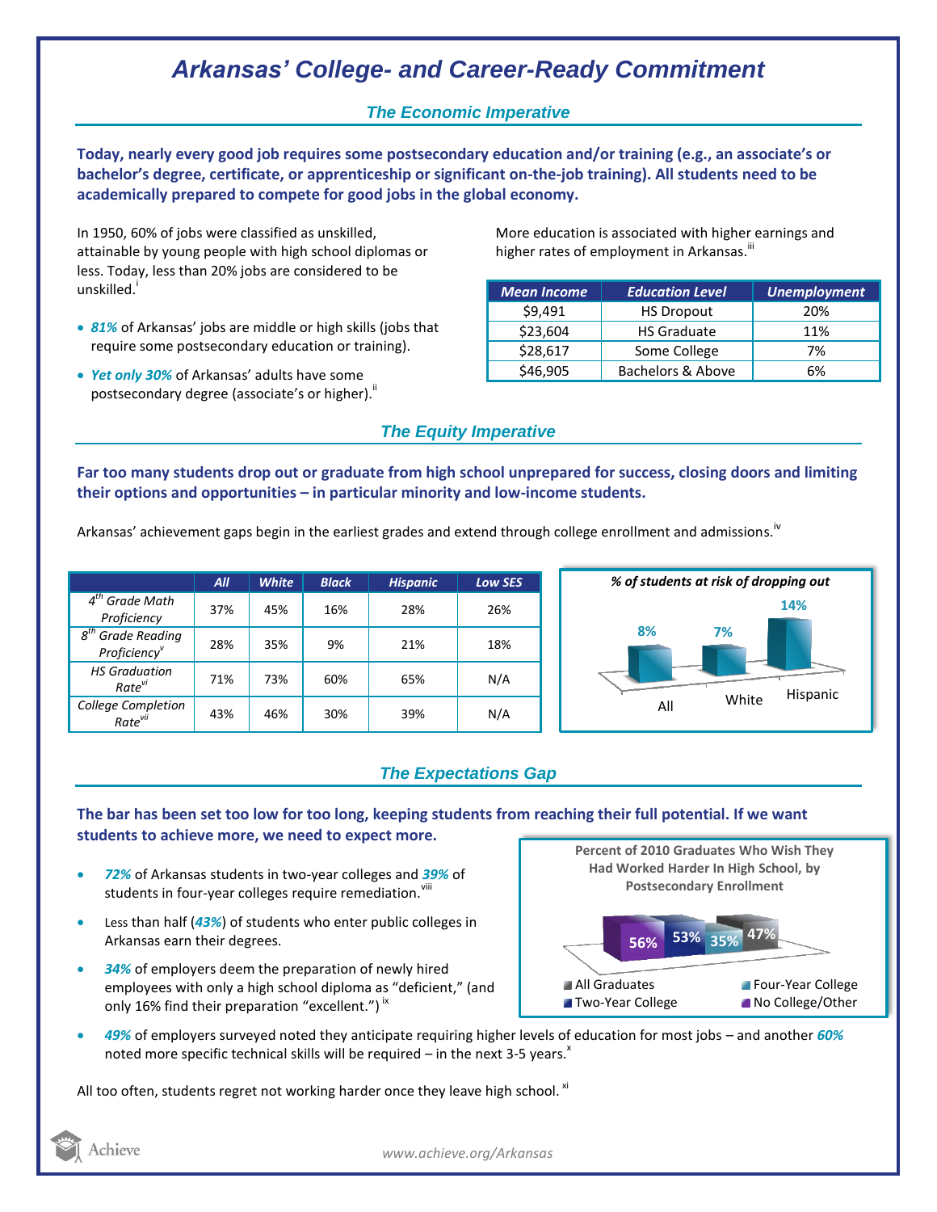# Arkansas' College- and Career-Ready Commitment

## The Economic Imperative

**Today, nearly every good job requires some postsecondary education and/or training (e.g., an associate's or bachelor's degree, certificate, or apprenticeship or significant on-the-job training). All students need to be academically prepared to compete for good jobs in the global economy.**

In 1950, 60% of jobs were classified as unskilled, attainable by young people with high school diplomas or less. Today, less than 20% jobs are considered to be unskilled.[i]

- ***81%*** of Arkansas' jobs are middle or high skills (jobs that require some postsecondary education or training).
- ***Yet only 30%*** of Arkansas' adults have some postsecondary degree (associate's or higher).[ii]

More education is associated with higher earnings and higher rates of employment in Arkansas.[iii]

| Mean Income | Education Level | Unemployment |
|---|---|---|
| $9,491 | HS Dropout | 20% |
| $23,604 | HS Graduate | 11% |
| $28,617 | Some College | 7% |
| $46,905 | Bachelors & Above | 6% |

## The Equity Imperative

**Far too many students drop out or graduate from high school unprepared for success, closing doors and limiting their options and opportunities – in particular minority and low-income students.**

Arkansas' achievement gaps begin in the earliest grades and extend through college enrollment and admissions.[iv]

| | All | White | Black | Hispanic | Low SES |
|---|---|---|---|---|---|
| 4th Grade Math Proficiency | 37% | 45% | 16% | 28% | 26% |
| 8th Grade Reading Proficiency[v] | 28% | 35% | 9% | 21% | 18% |
| HS Graduation Rate[vi] | 71% | 73% | 60% | 65% | N/A |
| College Completion Rate[vii] | 43% | 46% | 30% | 39% | N/A |

*% of students at risk of dropping out*

| All | White | Hispanic |
|---|---|---|
| 8% | 7% | 14% |

## The Expectations Gap

**The bar has been set too low for too long, keeping students from reaching their full potential. If we want students to achieve more, we need to expect more.**

- ***72%*** of Arkansas students in two-year colleges and ***39%*** of students in four-year colleges require remediation.[viii]
- Less than half (***43%***) of students who enter public colleges in Arkansas earn their degrees.
- ***34%*** of employers deem the preparation of newly hired employees with only a high school diploma as "deficient," (and only 16% find their preparation "excellent.")[ix]
- ***49%*** of employers surveyed noted they anticipate requiring higher levels of education for most jobs – and another ***60%*** noted more specific technical skills will be required – in the next 3-5 years.[x]

**Percent of 2010 Graduates Who Wish They Had Worked Harder In High School, by Postsecondary Enrollment**

| No College/Other | Two-Year College | Four-Year College | All Graduates |
|---|---|---|---|
| 56% | 53% | 35% | 47% |

All too often, students regret not working harder once they leave high school.[xi]

www.achieve.org/Arkansas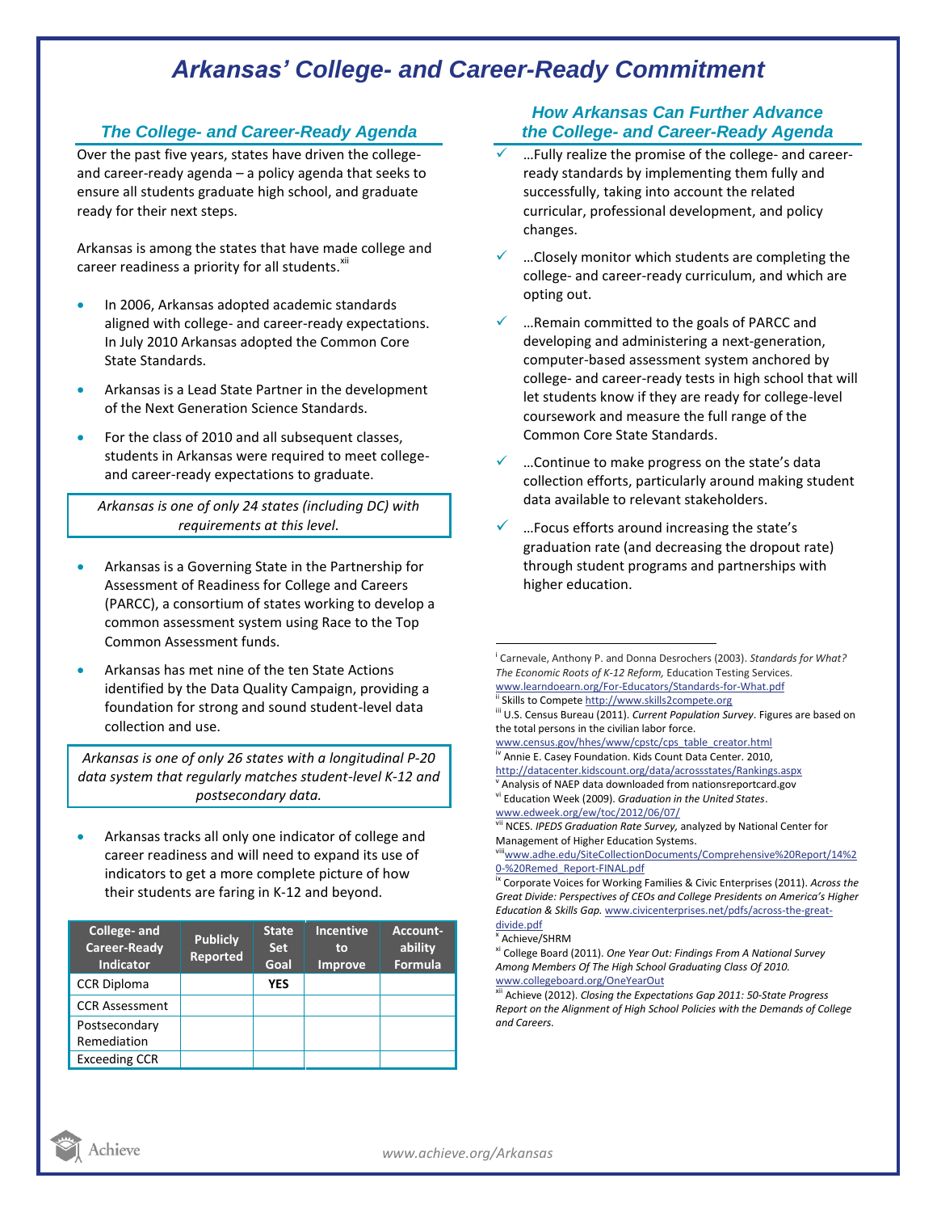# Arkansas' College- and Career-Ready Commitment

## The College- and Career-Ready Agenda

Over the past five years, states have driven the college- and career-ready agenda – a policy agenda that seeks to ensure all students graduate high school, and graduate ready for their next steps.

Arkansas is among the states that have made college and career readiness a priority for all students.[xii]

- In 2006, Arkansas adopted academic standards aligned with college- and career-ready expectations. In July 2010 Arkansas adopted the Common Core State Standards.
- Arkansas is a Lead State Partner in the development of the Next Generation Science Standards.
- For the class of 2010 and all subsequent classes, students in Arkansas were required to meet college- and career-ready expectations to graduate.

*Arkansas is one of only 24 states (including DC) with requirements at this level.*

- Arkansas is a Governing State in the Partnership for Assessment of Readiness for College and Careers (PARCC), a consortium of states working to develop a common assessment system using Race to the Top Common Assessment funds.
- Arkansas has met nine of the ten State Actions identified by the Data Quality Campaign, providing a foundation for strong and sound student-level data collection and use.

*Arkansas is one of only 26 states with a longitudinal P-20 data system that regularly matches student-level K-12 and postsecondary data.*

- Arkansas tracks all only one indicator of college and career readiness and will need to expand its use of indicators to get a more complete picture of how their students are faring in K-12 and beyond.

| College- and Career-Ready Indicator | Publicly Reported | State Set Goal | Incentive to Improve | Account-ability Formula |
|---|---|---|---|---|
| CCR Diploma | | **YES** | | |
| CCR Assessment | | | | |
| Postsecondary Remediation | | | | |
| Exceeding CCR | | | | |

## How Arkansas Can Further Advance the College- and Career-Ready Agenda

- ✓ …Fully realize the promise of the college- and career-ready standards by implementing them fully and successfully, taking into account the related curricular, professional development, and policy changes.
- ✓ …Closely monitor which students are completing the college- and career-ready curriculum, and which are opting out.
- ✓ …Remain committed to the goals of PARCC and developing and administering a next-generation, computer-based assessment system anchored by college- and career-ready tests in high school that will let students know if they are ready for college-level coursework and measure the full range of the Common Core State Standards.
- ✓ …Continue to make progress on the state's data collection efforts, particularly around making student data available to relevant stakeholders.
- ✓ …Focus efforts around increasing the state's graduation rate (and decreasing the dropout rate) through student programs and partnerships with higher education.

---

[i] Carnevale, Anthony P. and Donna Desrochers (2003). *Standards for What? The Economic Roots of K-12 Reform,* Education Testing Services. www.learndoearn.org/For-Educators/Standards-for-What.pdf

[ii] Skills to Compete http://www.skills2compete.org

[iii] U.S. Census Bureau (2011). *Current Population Survey*. Figures are based on the total persons in the civilian labor force. www.census.gov/hhes/www/cpstc/cps_table_creator.html

[iv] Annie E. Casey Foundation. Kids Count Data Center. 2010, http://datacenter.kidscount.org/data/acrossstates/Rankings.aspx

[v] Analysis of NAEP data downloaded from nationsreportcard.gov

[vi] Education Week (2009). *Graduation in the United States*. www.edweek.org/ew/toc/2012/06/07/

[vii] NCES. *IPEDS Graduation Rate Survey,* analyzed by National Center for Management of Higher Education Systems.

[viii] www.adhe.edu/SiteCollectionDocuments/Comprehensive%20Report/14%20-%20Remed_Report-FINAL.pdf

[ix] Corporate Voices for Working Families & Civic Enterprises (2011). *Across the Great Divide: Perspectives of CEOs and College Presidents on America's Higher Education & Skills Gap.* www.civicenterprises.net/pdfs/across-the-great-divide.pdf

[x] Achieve/SHRM

[xi] College Board (2011). *One Year Out: Findings From A National Survey Among Members Of The High School Graduating Class Of 2010.* www.collegeboard.org/OneYearOut

[xii] Achieve (2012). *Closing the Expectations Gap 2011: 50-State Progress Report on the Alignment of High School Policies with the Demands of College and Careers.*